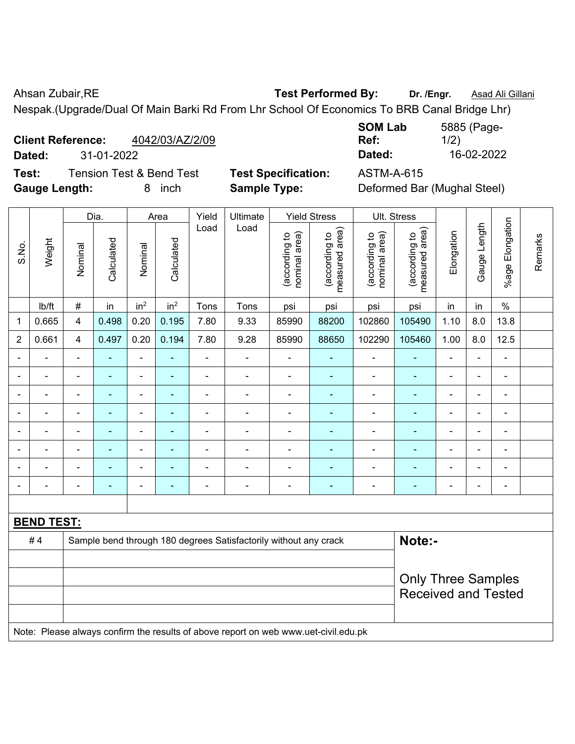Ahsan Zubair,RE **Test Performed By:** **Dr. /Engr.** Asad Ali Gillani

Nespak.(Upgrade/Dual Of Main Barki Rd From Lhr School Of Economics To BRB Canal Bridge Lhr)

**Client Reference:** 4042/03/AZ/2/09 **SOM Lab Ref:** 5885 (Page-1/2)

**Dated:** 31-01-2022 **Dated:** 16-02-2022

**Test:** Tension Test & Bend Test **Test Specification:** ASTM-A-615

**Gauge Length:** 8 inch **Sample Type:** Deformed Bar (Mughal Steel)

| S.No. | Weight | Dia. | | Area | | Yield Load | Ultimate Load | Yield Stress | | Ult. Stress | | Elongation | Gauge Length | %age Elongation | Remarks |
|---|---|---|---|---|---|---|---|---|---|---|---|---|---|---|---|
| | | Nominal | Calculated | Nominal | Calculated | | | (according to nominal area) | (according to measured area) | (according to nominal area) | (according to measured area) | | | | |
| | lb/ft | # | in | in$^2$ | in$^2$ | Tons | Tons | psi | psi | psi | psi | in | in | % | |
| 1 | 0.665 | 4 | 0.498 | 0.20 | 0.195 | 7.80 | 9.33 | 85990 | 88200 | 102860 | 105490 | 1.10 | 8.0 | 13.8 | |
| 2 | 0.661 | 4 | 0.497 | 0.20 | 0.194 | 7.80 | 9.28 | 85990 | 88650 | 102290 | 105460 | 1.00 | 8.0 | 12.5 | |
| - | - | - | - | - | - | - | - | - | - | - | - | - | - | - | |
| - | - | - | - | - | - | - | - | - | - | - | - | - | - | - | |
| - | - | - | - | - | - | - | - | - | - | - | - | - | - | - | |
| - | - | - | - | - | - | - | - | - | - | - | - | - | - | - | |
| - | - | - | - | - | - | - | - | - | - | - | - | - | - | - | |
| - | - | - | - | - | - | - | - | - | - | - | - | - | - | - | |
| - | - | - | - | - | - | - | - | - | - | - | - | - | - | - | |
| - | - | - | - | - | - | - | - | - | - | - | - | - | - | - | |

**BEND TEST:**

| | | |
|---|---|---|
| # 4 | Sample bend through 180 degrees Satisfactorily without any crack | **Note:-** |
| | | Only Three Samples Received and Tested |

Note: Please always confirm the results of above report on web www.uet-civil.edu.pk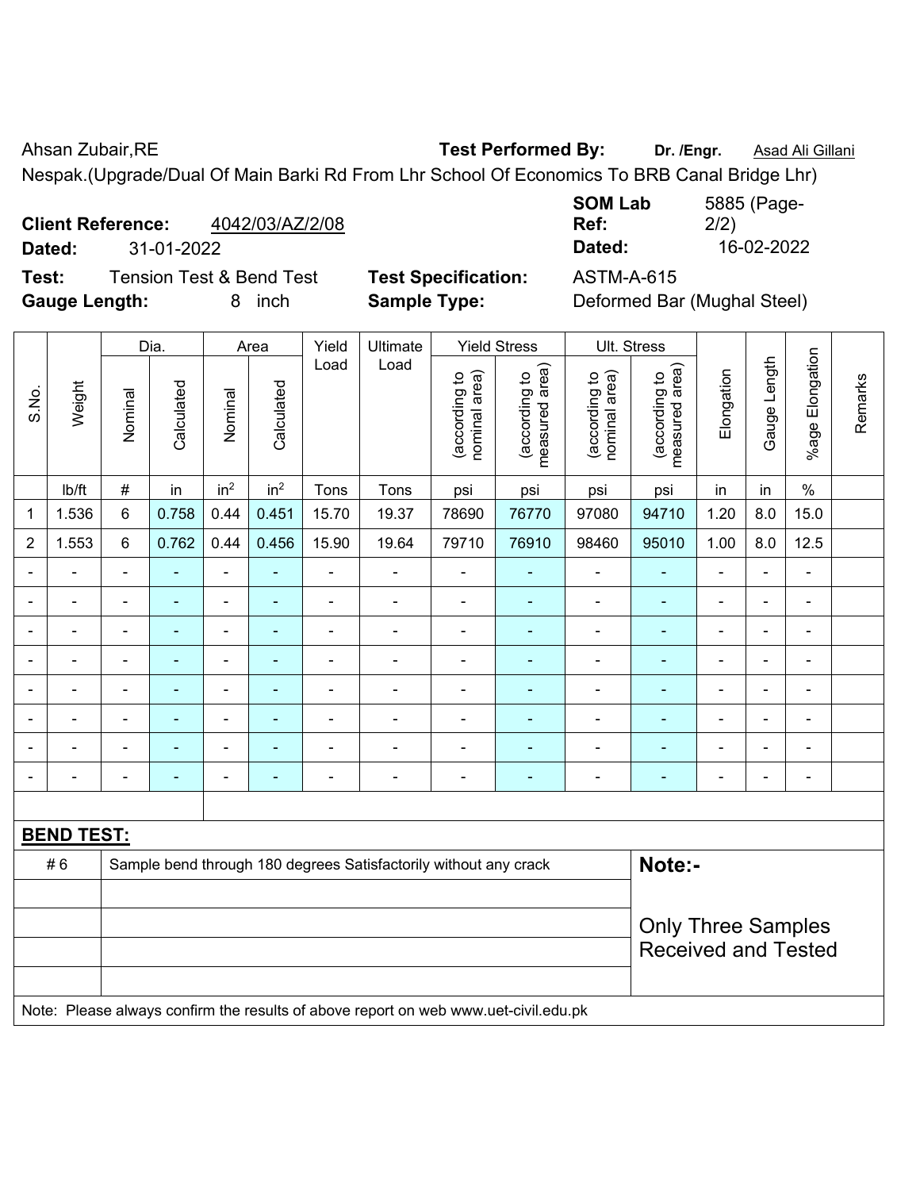Ahsan Zubair,RE **Test Performed By:** **Dr. /Engr.** Asad Ali Gillani

Nespak.(Upgrade/Dual Of Main Barki Rd From Lhr School Of Economics To BRB Canal Bridge Lhr)

**Client Reference:** 4042/03/AZ/2/08 **SOM Lab Ref:** 5885 (Page-2/2)

**Dated:** 31-01-2022 **Dated:** 16-02-2022

**Test:** Tension Test & Bend Test **Test Specification:** ASTM-A-615

**Gauge Length:** 8 inch **Sample Type:** Deformed Bar (Mughal Steel)

| S.No. | Weight | Dia. | | Area | | Yield Load | Ultimate Load | Yield Stress | | Ult. Stress | | Elongation | Gauge Length | %age Elongation | Remarks |
|---|---|---|---|---|---|---|---|---|---|---|---|---|---|---|---|
| | | Nominal | Calculated | Nominal | Calculated | | | (according to nominal area) | (according to measured area) | (according to nominal area) | (according to measured area) | | | | |
| | lb/ft | # | in | in$^2$ | in$^2$ | Tons | Tons | psi | psi | psi | psi | in | in | % | |
| 1 | 1.536 | 6 | 0.758 | 0.44 | 0.451 | 15.70 | 19.37 | 78690 | 76770 | 97080 | 94710 | 1.20 | 8.0 | 15.0 | |
| 2 | 1.553 | 6 | 0.762 | 0.44 | 0.456 | 15.90 | 19.64 | 79710 | 76910 | 98460 | 95010 | 1.00 | 8.0 | 12.5 | |
| - | - | - | - | - | - | - | - | - | - | - | - | - | - | - | |
| - | - | - | - | - | - | - | - | - | - | - | - | - | - | - | |
| - | - | - | - | - | - | - | - | - | - | - | - | - | - | - | |
| - | - | - | - | - | - | - | - | - | - | - | - | - | - | - | |
| - | - | - | - | - | - | - | - | - | - | - | - | - | - | - | |
| - | - | - | - | - | - | - | - | - | - | - | - | - | - | - | |
| - | - | - | - | - | - | - | - | - | - | - | - | - | - | - | |
| - | - | - | - | - | - | - | - | - | - | - | - | - | - | - | |

**BEND TEST:**

| | | |
|---|---|---|
| # 6 | Sample bend through 180 degrees Satisfactorily without any crack | **Note:-** |
| | | Only Three Samples Received and Tested |

Note: Please always confirm the results of above report on web www.uet-civil.edu.pk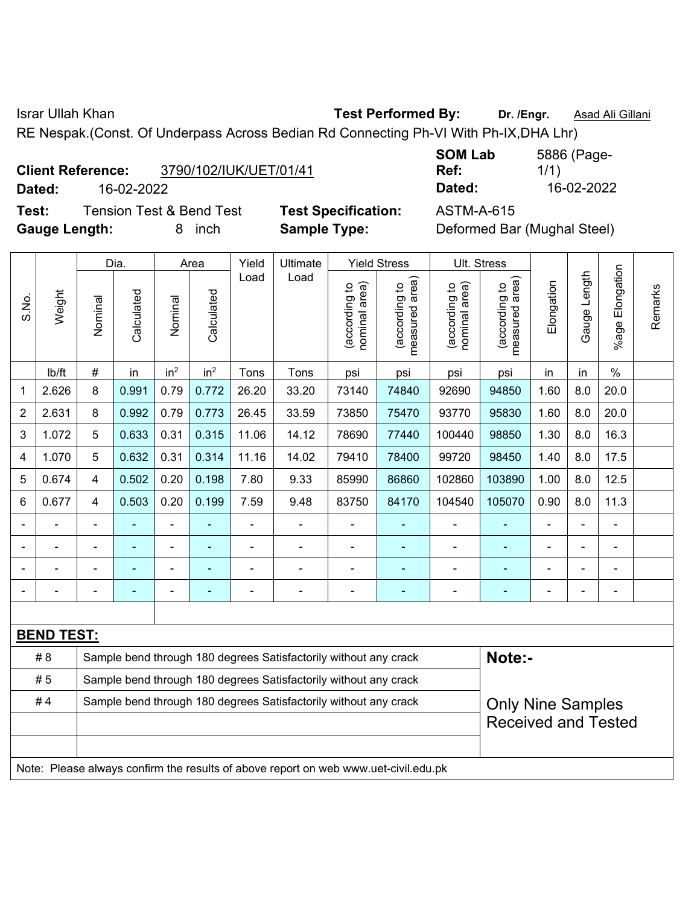Israr Ullah Khan **Test Performed By:** **Dr. /Engr.** Asad Ali Gillani

RE Nespak.(Const. Of Underpass Across Bedian Rd Connecting Ph-VI With Ph-IX,DHA Lhr)

**Client Reference:** 3790/102/IUK/UET/01/41 **SOM Lab Ref:** 5886 (Page-1/1)

**Dated:** 16-02-2022 **Dated:** 16-02-2022

**Test:** Tension Test & Bend Test **Test Specification:** ASTM-A-615

**Gauge Length:** 8 inch **Sample Type:** Deformed Bar (Mughal Steel)

| S.No. | Weight | Dia. | | Area | | Yield Load | Ultimate Load | Yield Stress | | Ult. Stress | | Elongation | Gauge Length | %age Elongation | Remarks |
|---|---|---|---|---|---|---|---|---|---|---|---|---|---|---|---|
| | | Nominal | Calculated | Nominal | Calculated | | | (according to nominal area) | (according to measured area) | (according to nominal area) | (according to measured area) | | | | |
| | lb/ft | # | in | in² | in² | Tons | Tons | psi | psi | psi | psi | in | in | % | |
| 1 | 2.626 | 8 | 0.991 | 0.79 | 0.772 | 26.20 | 33.20 | 73140 | 74840 | 92690 | 94850 | 1.60 | 8.0 | 20.0 | |
| 2 | 2.631 | 8 | 0.992 | 0.79 | 0.773 | 26.45 | 33.59 | 73850 | 75470 | 93770 | 95830 | 1.60 | 8.0 | 20.0 | |
| 3 | 1.072 | 5 | 0.633 | 0.31 | 0.315 | 11.06 | 14.12 | 78690 | 77440 | 100440 | 98850 | 1.30 | 8.0 | 16.3 | |
| 4 | 1.070 | 5 | 0.632 | 0.31 | 0.314 | 11.16 | 14.02 | 79410 | 78400 | 99720 | 98450 | 1.40 | 8.0 | 17.5 | |
| 5 | 0.674 | 4 | 0.502 | 0.20 | 0.198 | 7.80 | 9.33 | 85990 | 86860 | 102860 | 103890 | 1.00 | 8.0 | 12.5 | |
| 6 | 0.677 | 4 | 0.503 | 0.20 | 0.199 | 7.59 | 9.48 | 83750 | 84170 | 104540 | 105070 | 0.90 | 8.0 | 11.3 | |
| - | - | - | - | - | - | - | - | - | - | - | - | - | - | - | |
| - | - | - | - | - | - | - | - | - | - | - | - | - | - | - | |
| - | - | - | - | - | - | - | - | - | - | - | - | - | - | - | |
| - | - | - | - | - | - | - | - | - | - | - | - | - | - | - | |

**BEND TEST:**

| | | |
|---|---|---|
| # 8 | Sample bend through 180 degrees Satisfactorily without any crack | **Note:-** |
| # 5 | Sample bend through 180 degrees Satisfactorily without any crack | |
| # 4 | Sample bend through 180 degrees Satisfactorily without any crack | Only Nine Samples Received and Tested |

Note: Please always confirm the results of above report on web www.uet-civil.edu.pk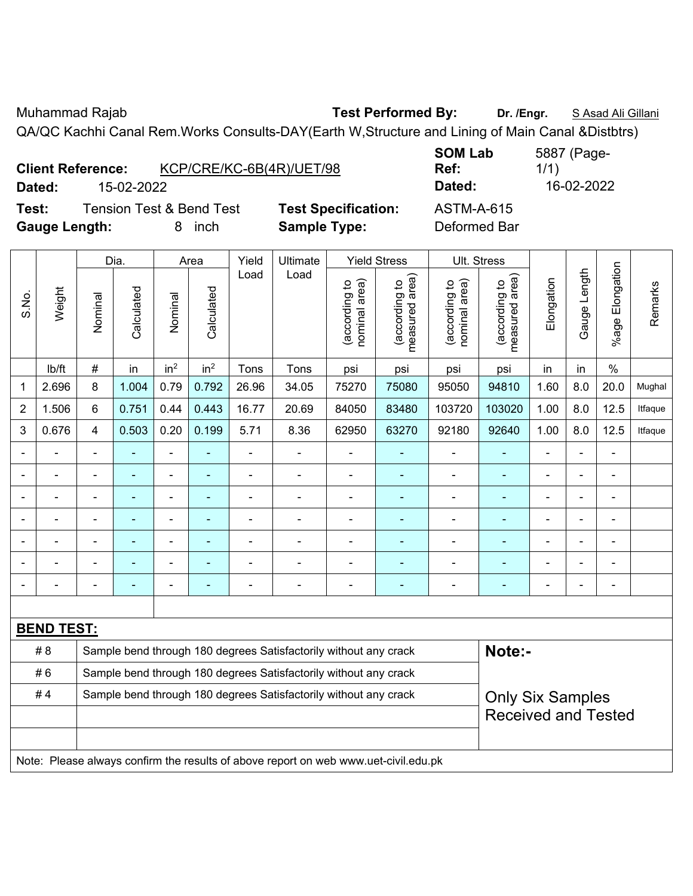Muhammad Rajab **Test Performed By:** **Dr. /Engr.** S Asad Ali Gillani

QA/QC Kachhi Canal Rem.Works Consults-DAY(Earth W,Structure and Lining of Main Canal &Distbtrs)

**Client Reference:** KCP/CRE/KC-6B(4R)/UET/98 **SOM Lab Ref:** 5887 (Page-1/1)

**Dated:** 15-02-2022 **Dated:** 16-02-2022

**Test:** Tension Test & Bend Test **Test Specification:** ASTM-A-615

**Gauge Length:** 8 inch **Sample Type:** Deformed Bar

| S.No. | Weight | Dia. | | Area | | Yield Load | Ultimate Load | Yield Stress | | Ult. Stress | | Elongation | Gauge Length | %age Elongation | Remarks |
|---|---|---|---|---|---|---|---|---|---|---|---|---|---|---|---|
| | | Nominal | Calculated | Nominal | Calculated | | | (according to nominal area) | (according to measured area) | (according to nominal area) | (according to measured area) | | | | |
| | lb/ft | # | in | in² | in² | Tons | Tons | psi | psi | psi | psi | in | in | % | |
| 1 | 2.696 | 8 | 1.004 | 0.79 | 0.792 | 26.96 | 34.05 | 75270 | 75080 | 95050 | 94810 | 1.60 | 8.0 | 20.0 | Mughal |
| 2 | 1.506 | 6 | 0.751 | 0.44 | 0.443 | 16.77 | 20.69 | 84050 | 83480 | 103720 | 103020 | 1.00 | 8.0 | 12.5 | Itfaque |
| 3 | 0.676 | 4 | 0.503 | 0.20 | 0.199 | 5.71 | 8.36 | 62950 | 63270 | 92180 | 92640 | 1.00 | 8.0 | 12.5 | Itfaque |
| - | - | - | - | - | - | - | - | - | - | - | - | - | - | - | |
| - | - | - | - | - | - | - | - | - | - | - | - | - | - | - | |
| - | - | - | - | - | - | - | - | - | - | - | - | - | - | - | |
| - | - | - | - | - | - | - | - | - | - | - | - | - | - | - | |
| - | - | - | - | - | - | - | - | - | - | - | - | - | - | - | |
| - | - | - | - | - | - | - | - | - | - | - | - | - | - | - | |
| - | - | - | - | - | - | - | - | - | - | - | - | - | - | - | |

**BEND TEST:**

| | | |
|---|---|---|
| # 8 | Sample bend through 180 degrees Satisfactorily without any crack | **Note:-** |
| # 6 | Sample bend through 180 degrees Satisfactorily without any crack | |
| # 4 | Sample bend through 180 degrees Satisfactorily without any crack | Only Six Samples Received and Tested |

Note: Please always confirm the results of above report on web www.uet-civil.edu.pk